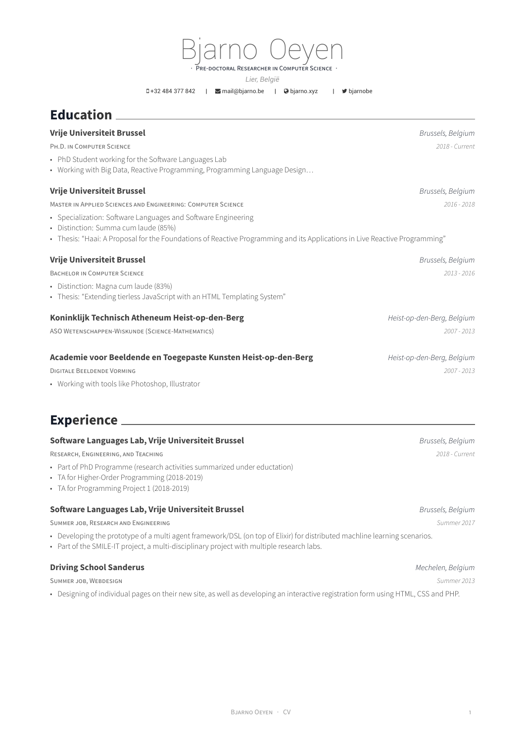# Bjarno Oeyen

· Pre-doctoral Researcher in Computer Science ·

*Lier, België*

+32 484 377 842 | mail@bjarno.be | bjarno.xyz | bjarnobe

## Education

**Vrije Universiteit Brussel** — *Brussels, Belgium*
Ph.D. in Computer Science — *2018 - Current*

- PhD Student working for the Software Languages Lab
- Working with Big Data, Reactive Programming, Programming Language Design…

**Vrije Universiteit Brussel** — *Brussels, Belgium*
Master in Applied Sciences and Engineering: Computer Science — *2016 - 2018*

- Specialization: Software Languages and Software Engineering
- Distinction: Summa cum laude (85%)
- Thesis: "Haai: A Proposal for the Foundations of Reactive Programming and its Applications in Live Reactive Programming"

**Vrije Universiteit Brussel** — *Brussels, Belgium*
Bachelor in Computer Science — *2013 - 2016*

- Distinction: Magna cum laude (83%)
- Thesis: "Extending tierless JavaScript with an HTML Templating System"

**Koninklijk Technisch Atheneum Heist-op-den-Berg** — *Heist-op-den-Berg, Belgium*
ASO Wetenschappen-Wiskunde (Science-Mathematics) — *2007 - 2013*

**Academie voor Beeldende en Toegepaste Kunsten Heist-op-den-Berg** — *Heist-op-den-Berg, Belgium*
Digitale Beeldende Vorming — *2007 - 2013*

- Working with tools like Photoshop, Illustrator

## Experience

**Software Languages Lab, Vrije Universiteit Brussel** — *Brussels, Belgium*
Research, Engineering, and Teaching — *2018 - Current*

- Part of PhD Programme (research activities summarized under eductation)
- TA for Higher-Order Programming (2018-2019)
- TA for Programming Project 1 (2018-2019)

**Software Languages Lab, Vrije Universiteit Brussel** — *Brussels, Belgium*
Summer job, Research and Engineering — *Summer 2017*

- Developing the prototype of a multi agent framework/DSL (on top of Elixir) for distributed machline learning scenarios.
- Part of the SMILE-IT project, a multi-disciplinary project with multiple research labs.

**Driving School Sanderus** — *Mechelen, Belgium*
Summer job, Webdesign — *Summer 2013*

- Designing of individual pages on their new site, as well as developing an interactive registration form using HTML, CSS and PHP.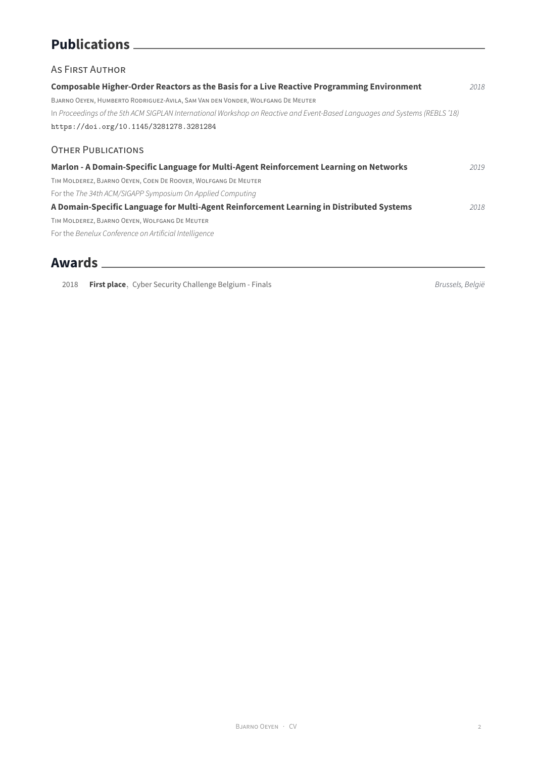## Publications

### As First Author

**Composable Higher-Order Reactors as the Basis for a Live Reactive Programming Environment** *2018*

Bjarno Oeyen, Humberto Rodriguez-Avila, Sam Van den Vonder, Wolfgang De Meuter

In *Proceedings of the 5th ACM SIGPLAN International Workshop on Reactive and Event-Based Languages and Systems (REBLS '18)*

https://doi.org/10.1145/3281278.3281284

### Other Publications

**Marlon - A Domain-Specific Language for Multi-Agent Reinforcement Learning on Networks** *2019*

Tim Molderez, Bjarno Oeyen, Coen De Roover, Wolfgang De Meuter

For the *The 34th ACM/SIGAPP Symposium On Applied Computing*

**A Domain-Specific Language for Multi-Agent Reinforcement Learning in Distributed Systems** *2018*

Tim Molderez, Bjarno Oeyen, Wolfgang De Meuter

For the *Benelux Conference on Artificial Intelligence*

## Awards

2018 **First place**, Cyber Security Challenge Belgium - Finals *Brussels, België*